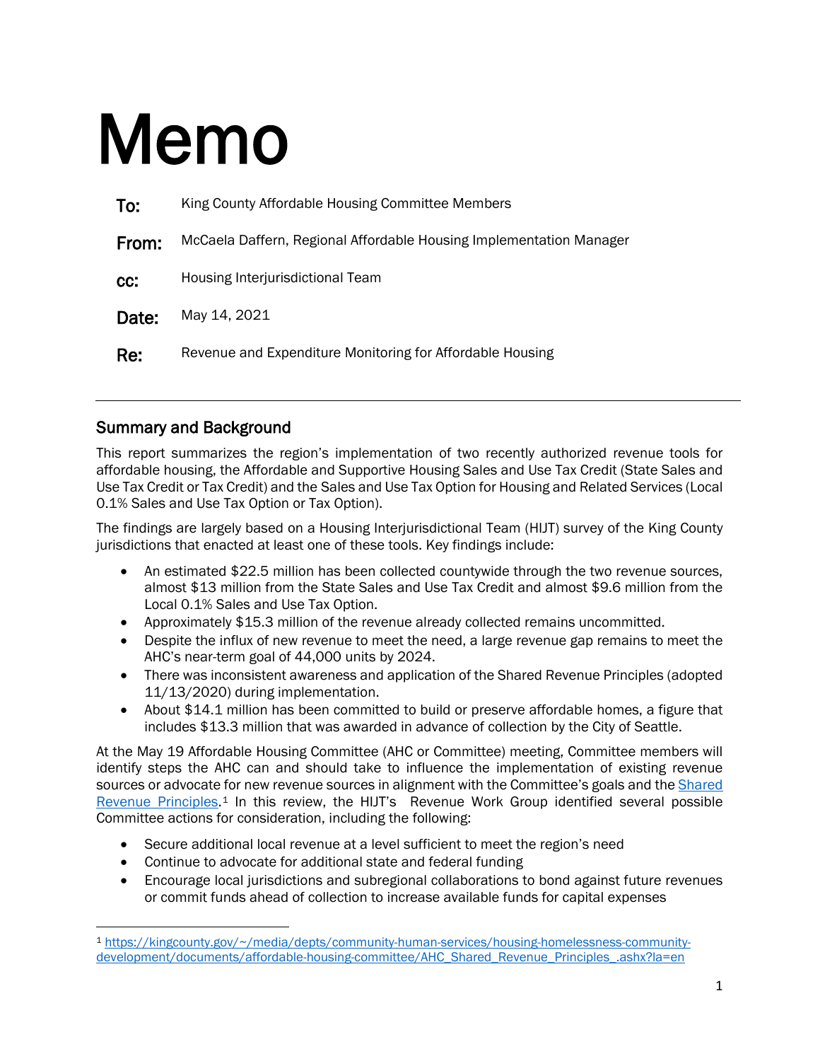# Memo

**To:** King County Affordable Housing Committee Members

**From:** McCaela Daffern, Regional Affordable Housing Implementation Manager

**cc:** Housing Interjurisdictional Team

**Date:** May 14, 2021

**Re:** Revenue and Expenditure Monitoring for Affordable Housing

---

## Summary and Background

This report summarizes the region's implementation of two recently authorized revenue tools for affordable housing, the Affordable and Supportive Housing Sales and Use Tax Credit (State Sales and Use Tax Credit or Tax Credit) and the Sales and Use Tax Option for Housing and Related Services (Local 0.1% Sales and Use Tax Option or Tax Option).

The findings are largely based on a Housing Interjurisdictional Team (HIJT) survey of the King County jurisdictions that enacted at least one of these tools. Key findings include:

- An estimated $22.5 million has been collected countywide through the two revenue sources, almost $13 million from the State Sales and Use Tax Credit and almost $9.6 million from the Local 0.1% Sales and Use Tax Option.
- Approximately $15.3 million of the revenue already collected remains uncommitted.
- Despite the influx of new revenue to meet the need, a large revenue gap remains to meet the AHC's near-term goal of 44,000 units by 2024.
- There was inconsistent awareness and application of the Shared Revenue Principles (adopted 11/13/2020) during implementation.
- About $14.1 million has been committed to build or preserve affordable homes, a figure that includes $13.3 million that was awarded in advance of collection by the City of Seattle.

At the May 19 Affordable Housing Committee (AHC or Committee) meeting, Committee members will identify steps the AHC can and should take to influence the implementation of existing revenue sources or advocate for new revenue sources in alignment with the Committee's goals and the Shared Revenue Principles.[1] In this review, the HIJT's Revenue Work Group identified several possible Committee actions for consideration, including the following:

- Secure additional local revenue at a level sufficient to meet the region's need
- Continue to advocate for additional state and federal funding
- Encourage local jurisdictions and subregional collaborations to bond against future revenues or commit funds ahead of collection to increase available funds for capital expenses

---

[1] https://kingcounty.gov/~/media/depts/community-human-services/housing-homelessness-community-development/documents/affordable-housing-committee/AHC_Shared_Revenue_Principles_.ashx?la=en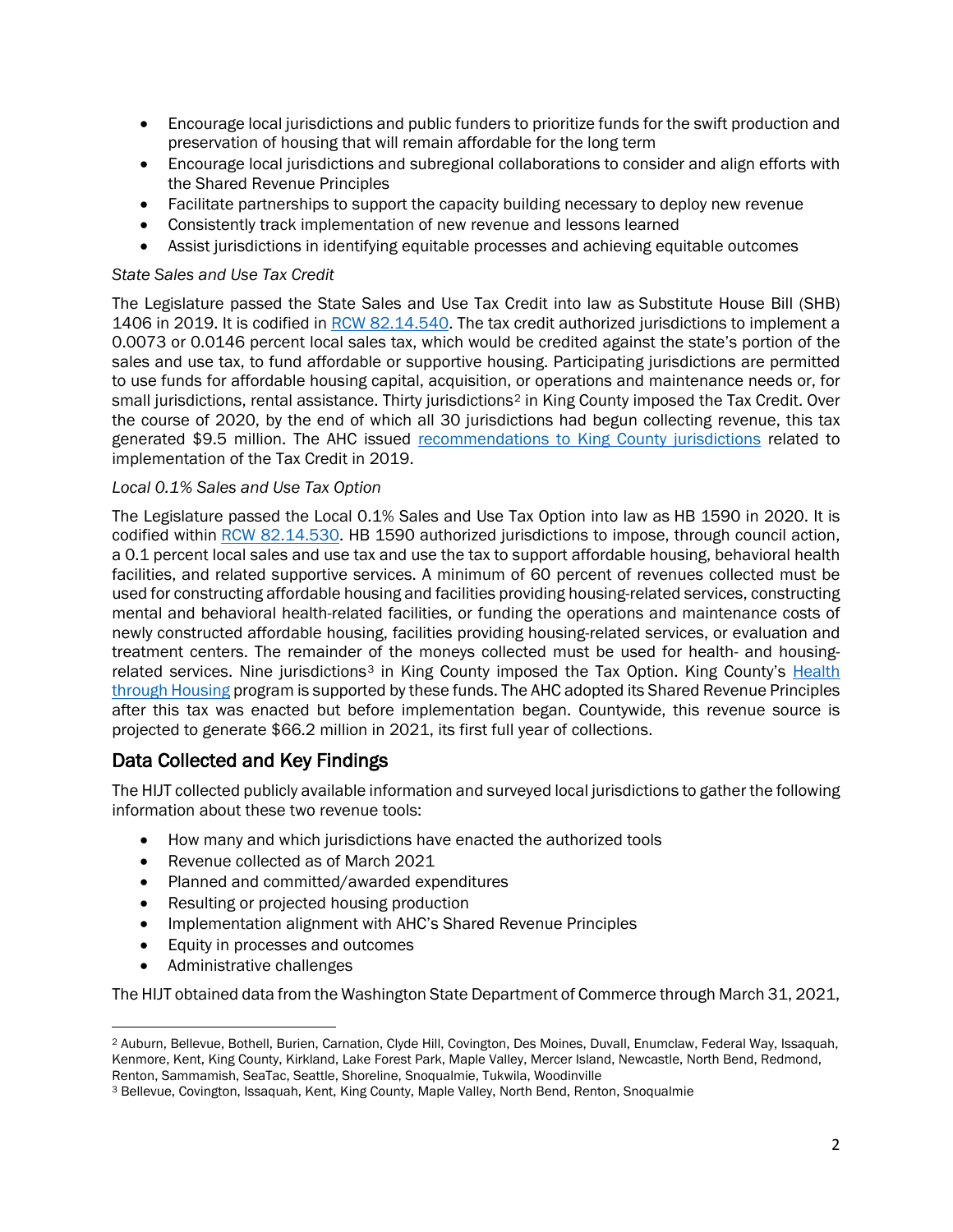- Encourage local jurisdictions and public funders to prioritize funds for the swift production and preservation of housing that will remain affordable for the long term
- Encourage local jurisdictions and subregional collaborations to consider and align efforts with the Shared Revenue Principles
- Facilitate partnerships to support the capacity building necessary to deploy new revenue
- Consistently track implementation of new revenue and lessons learned
- Assist jurisdictions in identifying equitable processes and achieving equitable outcomes

*State Sales and Use Tax Credit*

The Legislature passed the State Sales and Use Tax Credit into law as Substitute House Bill (SHB) 1406 in 2019. It is codified in [RCW 82.14.540](). The tax credit authorized jurisdictions to implement a 0.0073 or 0.0146 percent local sales tax, which would be credited against the state's portion of the sales and use tax, to fund affordable or supportive housing. Participating jurisdictions are permitted to use funds for affordable housing capital, acquisition, or operations and maintenance needs or, for small jurisdictions, rental assistance. Thirty jurisdictions[2] in King County imposed the Tax Credit. Over the course of 2020, by the end of which all 30 jurisdictions had begun collecting revenue, this tax generated $9.5 million. The AHC issued [recommendations to King County jurisdictions]() related to implementation of the Tax Credit in 2019.

*Local 0.1% Sales and Use Tax Option*

The Legislature passed the Local 0.1% Sales and Use Tax Option into law as HB 1590 in 2020. It is codified within [RCW 82.14.530](). HB 1590 authorized jurisdictions to impose, through council action, a 0.1 percent local sales and use tax and use the tax to support affordable housing, behavioral health facilities, and related supportive services. A minimum of 60 percent of revenues collected must be used for constructing affordable housing and facilities providing housing-related services, constructing mental and behavioral health-related facilities, or funding the operations and maintenance costs of newly constructed affordable housing, facilities providing housing-related services, or evaluation and treatment centers. The remainder of the moneys collected must be used for health- and housing-related services. Nine jurisdictions[3] in King County imposed the Tax Option. King County's [Health through Housing]() program is supported by these funds. The AHC adopted its Shared Revenue Principles after this tax was enacted but before implementation began. Countywide, this revenue source is projected to generate $66.2 million in 2021, its first full year of collections.

## Data Collected and Key Findings

The HIJT collected publicly available information and surveyed local jurisdictions to gather the following information about these two revenue tools:

- How many and which jurisdictions have enacted the authorized tools
- Revenue collected as of March 2021
- Planned and committed/awarded expenditures
- Resulting or projected housing production
- Implementation alignment with AHC's Shared Revenue Principles
- Equity in processes and outcomes
- Administrative challenges

The HIJT obtained data from the Washington State Department of Commerce through March 31, 2021,

---

[2] Auburn, Bellevue, Bothell, Burien, Carnation, Clyde Hill, Covington, Des Moines, Duvall, Enumclaw, Federal Way, Issaquah, Kenmore, Kent, King County, Kirkland, Lake Forest Park, Maple Valley, Mercer Island, Newcastle, North Bend, Redmond, Renton, Sammamish, SeaTac, Seattle, Shoreline, Snoqualmie, Tukwila, Woodinville

[3] Bellevue, Covington, Issaquah, Kent, King County, Maple Valley, North Bend, Renton, Snoqualmie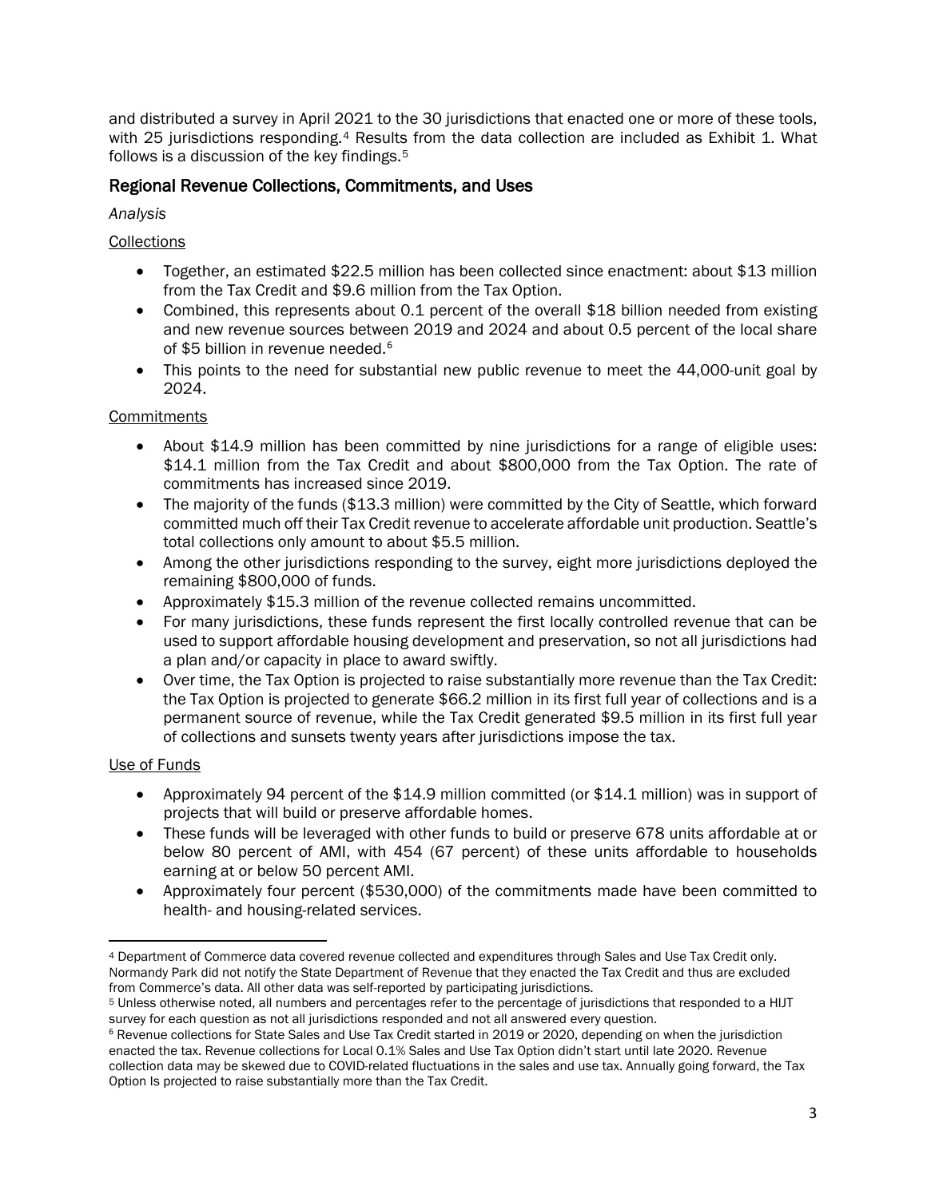and distributed a survey in April 2021 to the 30 jurisdictions that enacted one or more of these tools, with 25 jurisdictions responding.[4] Results from the data collection are included as Exhibit 1. What follows is a discussion of the key findings.[5]

## Regional Revenue Collections, Commitments, and Uses

*Analysis*

Collections

- Together, an estimated $22.5 million has been collected since enactment: about $13 million from the Tax Credit and $9.6 million from the Tax Option.
- Combined, this represents about 0.1 percent of the overall $18 billion needed from existing and new revenue sources between 2019 and 2024 and about 0.5 percent of the local share of $5 billion in revenue needed.[6]
- This points to the need for substantial new public revenue to meet the 44,000-unit goal by 2024.

Commitments

- About $14.9 million has been committed by nine jurisdictions for a range of eligible uses: $14.1 million from the Tax Credit and about $800,000 from the Tax Option. The rate of commitments has increased since 2019.
- The majority of the funds ($13.3 million) were committed by the City of Seattle, which forward committed much off their Tax Credit revenue to accelerate affordable unit production. Seattle's total collections only amount to about $5.5 million.
- Among the other jurisdictions responding to the survey, eight more jurisdictions deployed the remaining $800,000 of funds.
- Approximately $15.3 million of the revenue collected remains uncommitted.
- For many jurisdictions, these funds represent the first locally controlled revenue that can be used to support affordable housing development and preservation, so not all jurisdictions had a plan and/or capacity in place to award swiftly.
- Over time, the Tax Option is projected to raise substantially more revenue than the Tax Credit: the Tax Option is projected to generate $66.2 million in its first full year of collections and is a permanent source of revenue, while the Tax Credit generated $9.5 million in its first full year of collections and sunsets twenty years after jurisdictions impose the tax.

Use of Funds

- Approximately 94 percent of the $14.9 million committed (or $14.1 million) was in support of projects that will build or preserve affordable homes.
- These funds will be leveraged with other funds to build or preserve 678 units affordable at or below 80 percent of AMI, with 454 (67 percent) of these units affordable to households earning at or below 50 percent AMI.
- Approximately four percent ($530,000) of the commitments made have been committed to health- and housing-related services.

---

[4] Department of Commerce data covered revenue collected and expenditures through Sales and Use Tax Credit only. Normandy Park did not notify the State Department of Revenue that they enacted the Tax Credit and thus are excluded from Commerce's data. All other data was self-reported by participating jurisdictions.

[5] Unless otherwise noted, all numbers and percentages refer to the percentage of jurisdictions that responded to a HIJT survey for each question as not all jurisdictions responded and not all answered every question.

[6] Revenue collections for State Sales and Use Tax Credit started in 2019 or 2020, depending on when the jurisdiction enacted the tax. Revenue collections for Local 0.1% Sales and Use Tax Option didn't start until late 2020. Revenue collection data may be skewed due to COVID-related fluctuations in the sales and use tax. Annually going forward, the Tax Option Is projected to raise substantially more than the Tax Credit.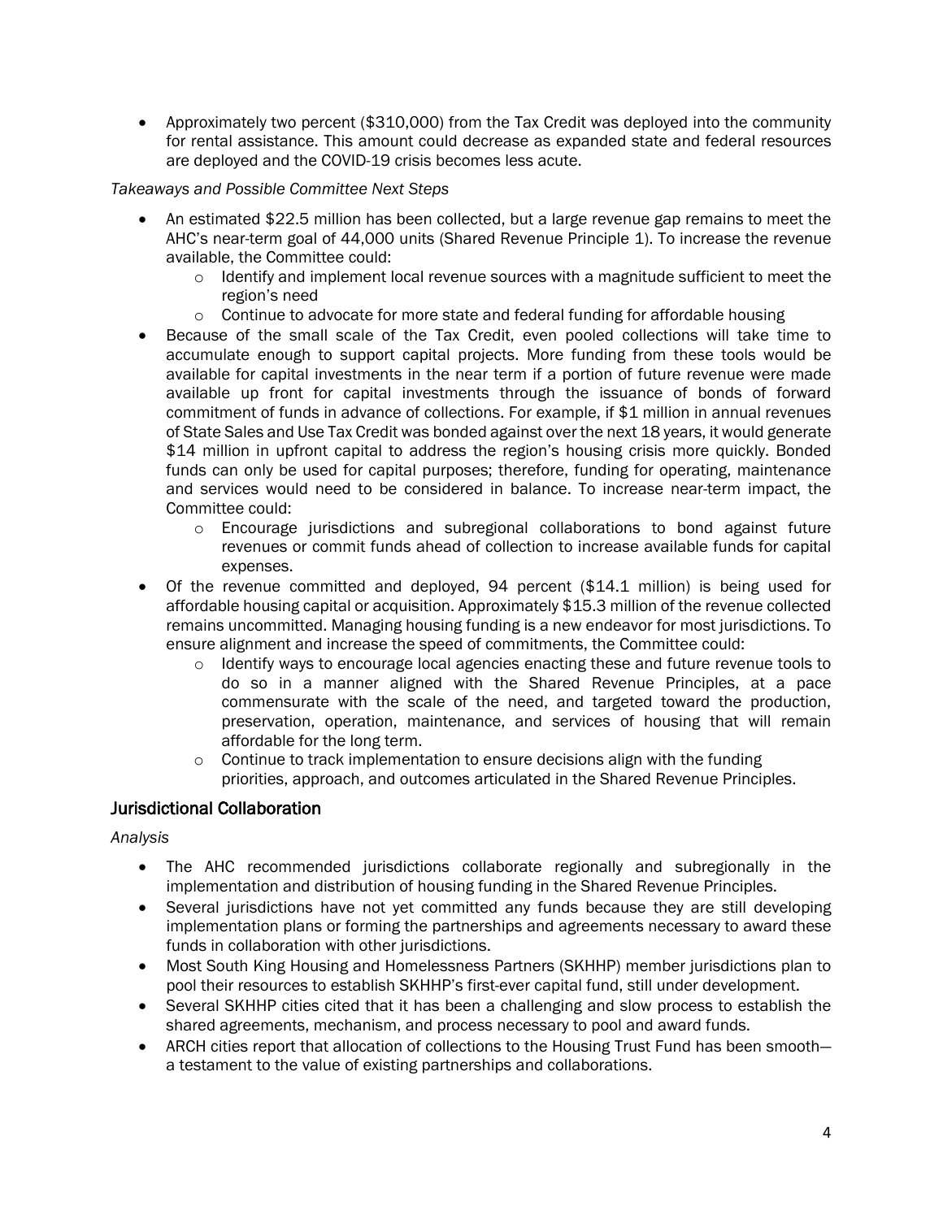- Approximately two percent ($310,000) from the Tax Credit was deployed into the community for rental assistance. This amount could decrease as expanded state and federal resources are deployed and the COVID-19 crisis becomes less acute.

*Takeaways and Possible Committee Next Steps*

- An estimated $22.5 million has been collected, but a large revenue gap remains to meet the AHC's near-term goal of 44,000 units (Shared Revenue Principle 1). To increase the revenue available, the Committee could:
  - Identify and implement local revenue sources with a magnitude sufficient to meet the region's need
  - Continue to advocate for more state and federal funding for affordable housing
- Because of the small scale of the Tax Credit, even pooled collections will take time to accumulate enough to support capital projects. More funding from these tools would be available for capital investments in the near term if a portion of future revenue were made available up front for capital investments through the issuance of bonds of forward commitment of funds in advance of collections. For example, if $1 million in annual revenues of State Sales and Use Tax Credit was bonded against over the next 18 years, it would generate $14 million in upfront capital to address the region's housing crisis more quickly. Bonded funds can only be used for capital purposes; therefore, funding for operating, maintenance and services would need to be considered in balance. To increase near-term impact, the Committee could:
  - Encourage jurisdictions and subregional collaborations to bond against future revenues or commit funds ahead of collection to increase available funds for capital expenses.
- Of the revenue committed and deployed, 94 percent ($14.1 million) is being used for affordable housing capital or acquisition. Approximately $15.3 million of the revenue collected remains uncommitted. Managing housing funding is a new endeavor for most jurisdictions. To ensure alignment and increase the speed of commitments, the Committee could:
  - Identify ways to encourage local agencies enacting these and future revenue tools to do so in a manner aligned with the Shared Revenue Principles, at a pace commensurate with the scale of the need, and targeted toward the production, preservation, operation, maintenance, and services of housing that will remain affordable for the long term.
  - Continue to track implementation to ensure decisions align with the funding priorities, approach, and outcomes articulated in the Shared Revenue Principles.

## Jurisdictional Collaboration

*Analysis*

- The AHC recommended jurisdictions collaborate regionally and subregionally in the implementation and distribution of housing funding in the Shared Revenue Principles.
- Several jurisdictions have not yet committed any funds because they are still developing implementation plans or forming the partnerships and agreements necessary to award these funds in collaboration with other jurisdictions.
- Most South King Housing and Homelessness Partners (SKHHP) member jurisdictions plan to pool their resources to establish SKHHP's first-ever capital fund, still under development.
- Several SKHHP cities cited that it has been a challenging and slow process to establish the shared agreements, mechanism, and process necessary to pool and award funds.
- ARCH cities report that allocation of collections to the Housing Trust Fund has been smooth—a testament to the value of existing partnerships and collaborations.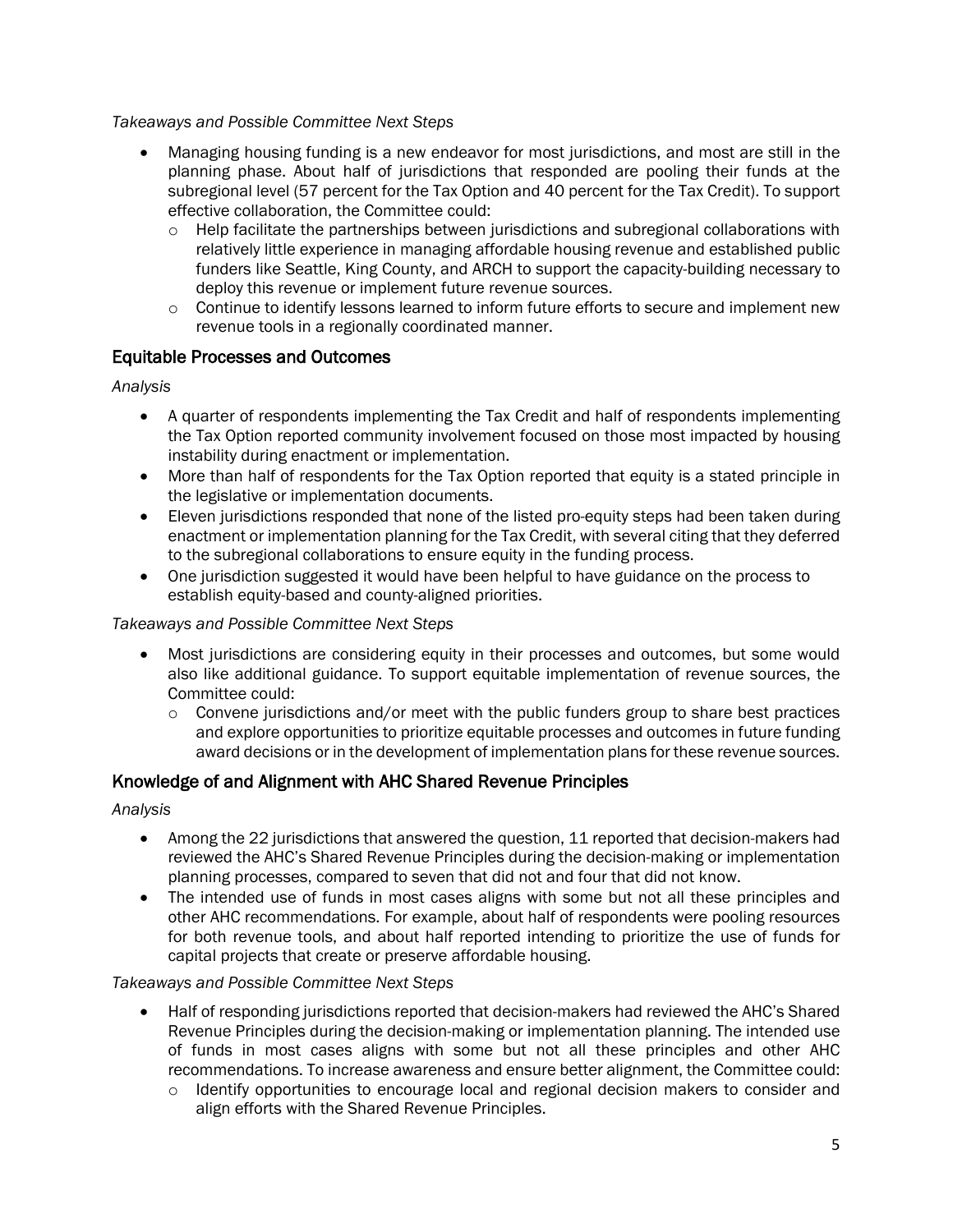*Takeaways and Possible Committee Next Steps*

- Managing housing funding is a new endeavor for most jurisdictions, and most are still in the planning phase. About half of jurisdictions that responded are pooling their funds at the subregional level (57 percent for the Tax Option and 40 percent for the Tax Credit). To support effective collaboration, the Committee could:
  - Help facilitate the partnerships between jurisdictions and subregional collaborations with relatively little experience in managing affordable housing revenue and established public funders like Seattle, King County, and ARCH to support the capacity-building necessary to deploy this revenue or implement future revenue sources.
  - Continue to identify lessons learned to inform future efforts to secure and implement new revenue tools in a regionally coordinated manner.

## Equitable Processes and Outcomes

*Analysis*

- A quarter of respondents implementing the Tax Credit and half of respondents implementing the Tax Option reported community involvement focused on those most impacted by housing instability during enactment or implementation.
- More than half of respondents for the Tax Option reported that equity is a stated principle in the legislative or implementation documents.
- Eleven jurisdictions responded that none of the listed pro-equity steps had been taken during enactment or implementation planning for the Tax Credit, with several citing that they deferred to the subregional collaborations to ensure equity in the funding process.
- One jurisdiction suggested it would have been helpful to have guidance on the process to establish equity-based and county-aligned priorities.

*Takeaways and Possible Committee Next Steps*

- Most jurisdictions are considering equity in their processes and outcomes, but some would also like additional guidance. To support equitable implementation of revenue sources, the Committee could:
  - Convene jurisdictions and/or meet with the public funders group to share best practices and explore opportunities to prioritize equitable processes and outcomes in future funding award decisions or in the development of implementation plans for these revenue sources.

## Knowledge of and Alignment with AHC Shared Revenue Principles

*Analysis*

- Among the 22 jurisdictions that answered the question, 11 reported that decision-makers had reviewed the AHC's Shared Revenue Principles during the decision-making or implementation planning processes, compared to seven that did not and four that did not know.
- The intended use of funds in most cases aligns with some but not all these principles and other AHC recommendations. For example, about half of respondents were pooling resources for both revenue tools, and about half reported intending to prioritize the use of funds for capital projects that create or preserve affordable housing.

*Takeaways and Possible Committee Next Steps*

- Half of responding jurisdictions reported that decision-makers had reviewed the AHC's Shared Revenue Principles during the decision-making or implementation planning. The intended use of funds in most cases aligns with some but not all these principles and other AHC recommendations. To increase awareness and ensure better alignment, the Committee could:
  - Identify opportunities to encourage local and regional decision makers to consider and align efforts with the Shared Revenue Principles.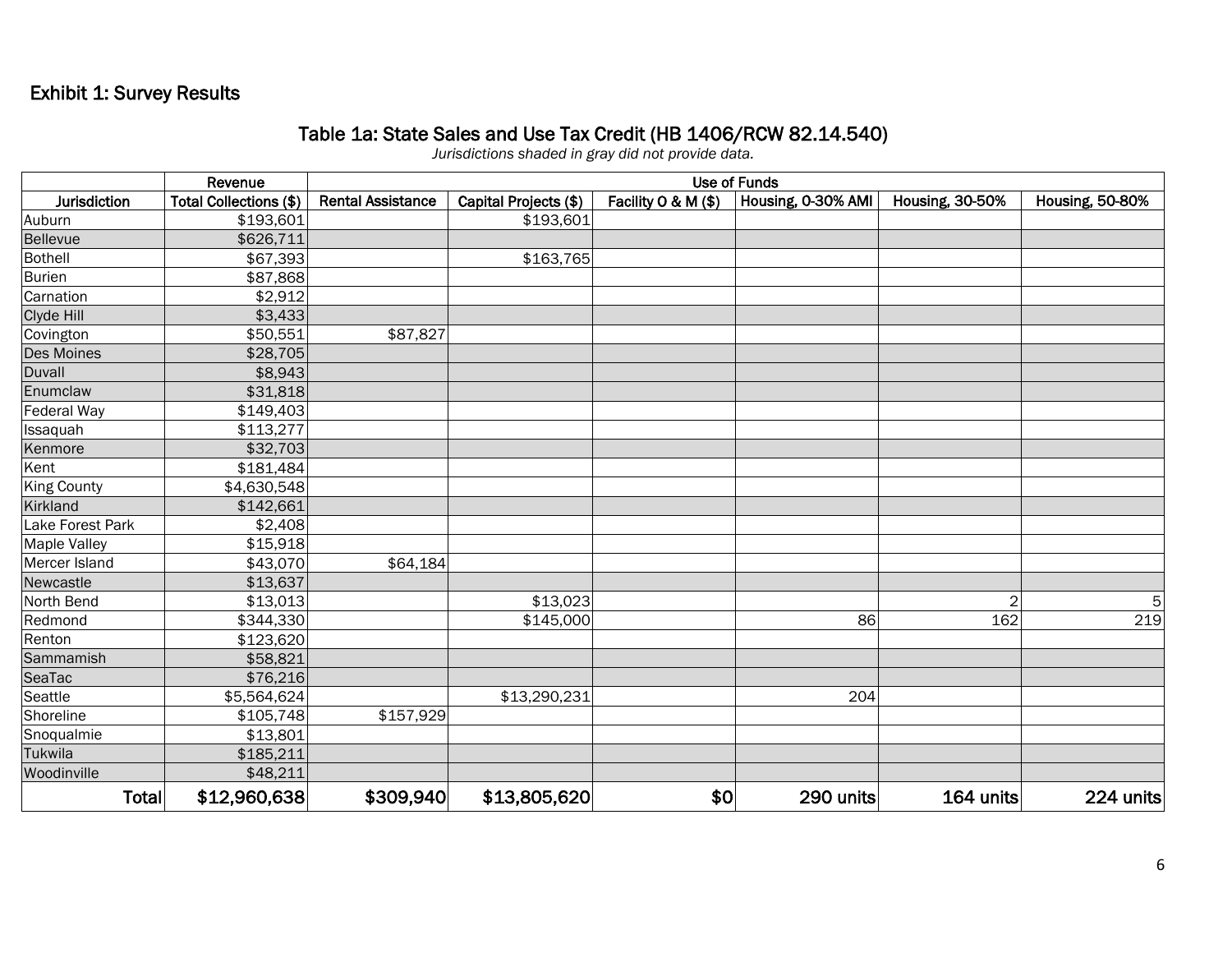## Exhibit 1: Survey Results

### Table 1a: State Sales and Use Tax Credit (HB 1406/RCW 82.14.540)

*Jurisdictions shaded in gray did not provide data.*

| | Revenue | Use of Funds | | | | | |
|---|---|---|---|---|---|---|---|
| Jurisdiction | Total Collections ($) | Rental Assistance | Capital Projects ($) | Facility O & M ($) | Housing, 0-30% AMI | Housing, 30-50% | Housing, 50-80% |
| Auburn | $193,601 | | $193,601 | | | | |
| Bellevue | $626,711 | | | | | | |
| Bothell | $67,393 | | $163,765 | | | | |
| Burien | $87,868 | | | | | | |
| Carnation | $2,912 | | | | | | |
| Clyde Hill | $3,433 | | | | | | |
| Covington | $50,551 | $87,827 | | | | | |
| Des Moines | $28,705 | | | | | | |
| Duvall | $8,943 | | | | | | |
| Enumclaw | $31,818 | | | | | | |
| Federal Way | $149,403 | | | | | | |
| Issaquah | $113,277 | | | | | | |
| Kenmore | $32,703 | | | | | | |
| Kent | $181,484 | | | | | | |
| King County | $4,630,548 | | | | | | |
| Kirkland | $142,661 | | | | | | |
| Lake Forest Park | $2,408 | | | | | | |
| Maple Valley | $15,918 | | | | | | |
| Mercer Island | $43,070 | $64,184 | | | | | |
| Newcastle | $13,637 | | | | | | |
| North Bend | $13,013 | | $13,023 | | | 2 | 5 |
| Redmond | $344,330 | | $145,000 | | 86 | 162 | 219 |
| Renton | $123,620 | | | | | | |
| Sammamish | $58,821 | | | | | | |
| SeaTac | $76,216 | | | | | | |
| Seattle | $5,564,624 | | $13,290,231 | | 204 | | |
| Shoreline | $105,748 | $157,929 | | | | | |
| Snoqualmie | $13,801 | | | | | | |
| Tukwila | $185,211 | | | | | | |
| Woodinville | $48,211 | | | | | | |
| **Total** | **$12,960,638** | **$309,940** | **$13,805,620** | **$0** | **290 units** | **164 units** | **224 units** |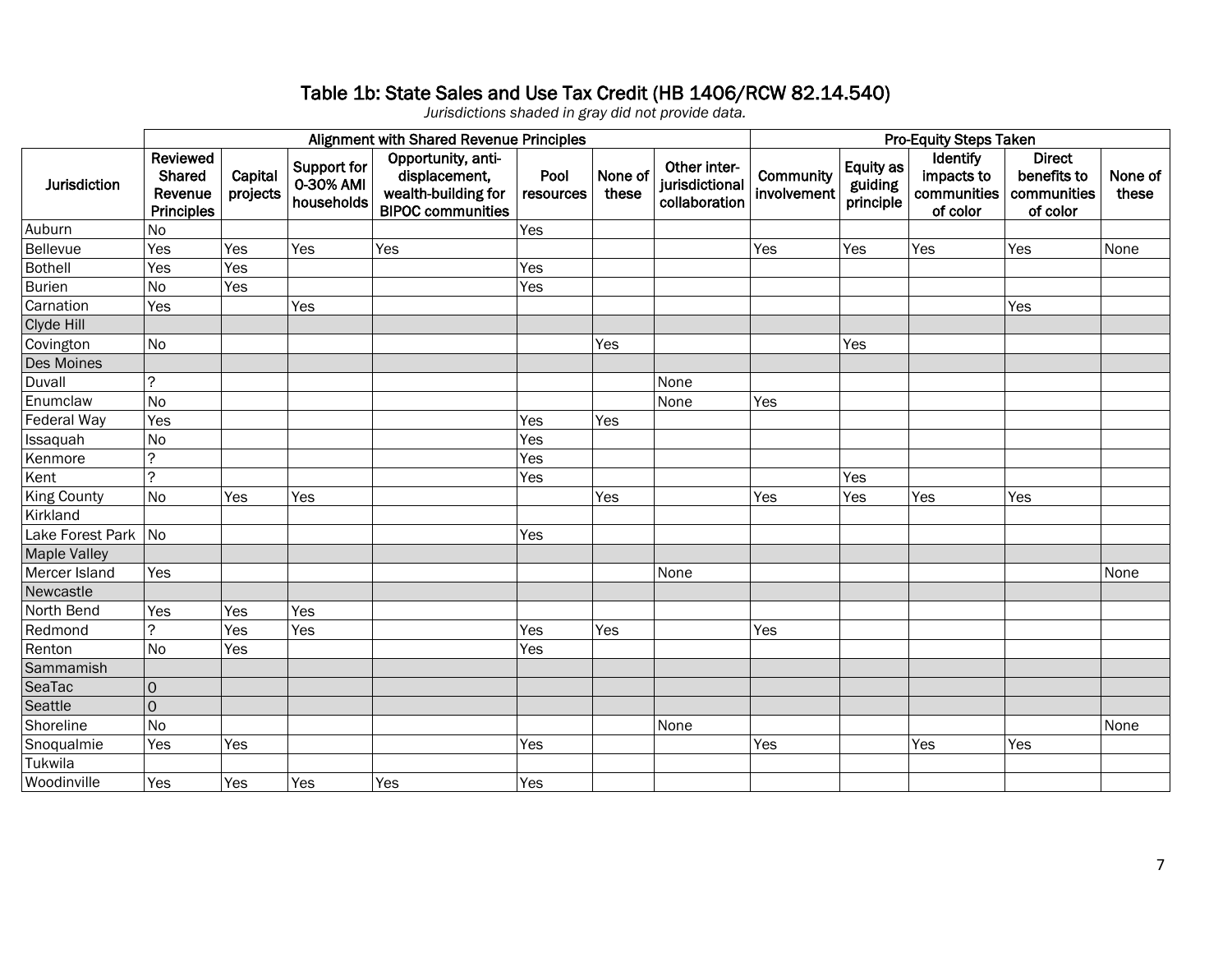## Table 1b: State Sales and Use Tax Credit (HB 1406/RCW 82.14.540)

*Jurisdictions shaded in gray did not provide data.*

| | Alignment with Shared Revenue Principles | | | | | | | Pro-Equity Steps Taken | | | | |
|---|---|---|---|---|---|---|---|---|---|---|---|---|
| **Jurisdiction** | **Reviewed Shared Revenue Principles** | **Capital projects** | **Support for 0-30% AMI households** | **Opportunity, anti-displacement, wealth-building for BIPOC communities** | **Pool resources** | **None of these** | **Other inter-jurisdictional collaboration** | **Community involvement** | **Equity as guiding principle** | **Identify impacts to communities of color** | **Direct benefits to communities of color** | **None of these** |
| Auburn | No | | | | Yes | | | | | | | |
| Bellevue | Yes | Yes | Yes | Yes | | | | Yes | Yes | Yes | Yes | None |
| Bothell | Yes | Yes | | | Yes | | | | | | | |
| Burien | No | Yes | | | Yes | | | | | | | |
| Carnation | Yes | | Yes | | | | | | | | Yes | |
| Clyde Hill | | | | | | | | | | | | |
| Covington | No | | | | | Yes | | | Yes | | | |
| Des Moines | | | | | | | | | | | | |
| Duvall | ? | | | | | | None | | | | | |
| Enumclaw | No | | | | | | None | Yes | | | | |
| Federal Way | Yes | | | | Yes | Yes | | | | | | |
| Issaquah | No | | | | Yes | | | | | | | |
| Kenmore | ? | | | | Yes | | | | | | | |
| Kent | ? | | | | Yes | | | | Yes | | | |
| King County | No | Yes | Yes | | | Yes | | Yes | Yes | Yes | Yes | |
| Kirkland | | | | | | | | | | | | |
| Lake Forest Park | No | | | | Yes | | | | | | | |
| Maple Valley | | | | | | | | | | | | |
| Mercer Island | Yes | | | | | | None | | | | | None |
| Newcastle | | | | | | | | | | | | |
| North Bend | Yes | Yes | Yes | | | | | | | | | |
| Redmond | ? | Yes | Yes | | Yes | Yes | | Yes | | | | |
| Renton | No | Yes | | | Yes | | | | | | | |
| Sammamish | | | | | | | | | | | | |
| SeaTac | 0 | | | | | | | | | | | |
| Seattle | 0 | | | | | | | | | | | |
| Shoreline | No | | | | | | None | | | | | None |
| Snoqualmie | Yes | Yes | | | Yes | | | Yes | | Yes | Yes | |
| Tukwila | | | | | | | | | | | | |
| Woodinville | Yes | Yes | Yes | Yes | Yes | | | | | | | |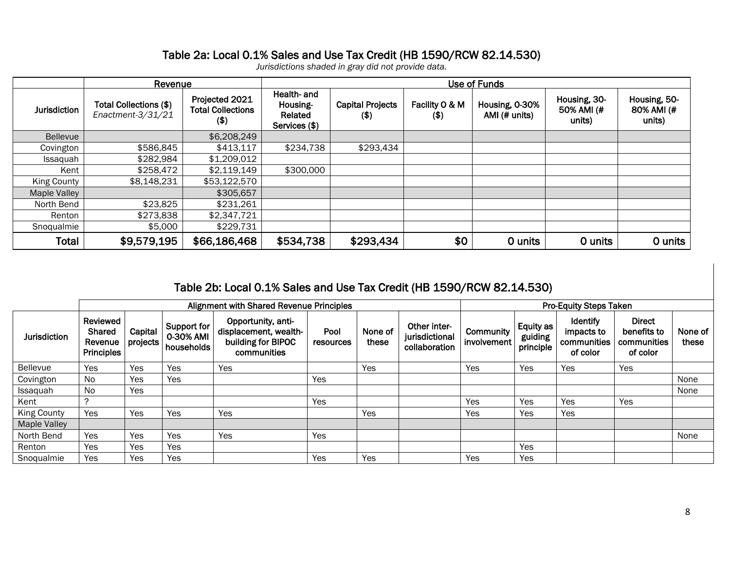## Table 2a: Local 0.1% Sales and Use Tax Credit (HB 1590/RCW 82.14.530)

*Jurisdictions shaded in gray did not provide data.*

| | Revenue | | Use of Funds | | | | | |
|---|---|---|---|---|---|---|---|---|
| Jurisdiction | Total Collections ($) *Enactment-3/31/21* | Projected 2021 Total Collections ($) | Health- and Housing-Related Services ($) | Capital Projects ($) | Facility O & M ($) | Housing, 0-30% AMI (# units) | Housing, 30-50% AMI (# units) | Housing, 50-80% AMI (# units) |
| Bellevue | | $6,208,249 | | | | | | |
| Covington | $586,845 | $413,117 | $234,738 | $293,434 | | | | |
| Issaquah | $282,984 | $1,209,012 | | | | | | |
| Kent | $258,472 | $2,119,149 | $300,000 | | | | | |
| King County | $8,148,231 | $53,122,570 | | | | | | |
| Maple Valley | | $305,657 | | | | | | |
| North Bend | $23,825 | $231,261 | | | | | | |
| Renton | $273,838 | $2,347,721 | | | | | | |
| Snoqualmie | $5,000 | $229,731 | | | | | | |
| **Total** | **$9,579,195** | **$66,186,468** | **$534,738** | **$293,434** | **$0** | **0 units** | **0 units** | **0 units** |

## Table 2b: Local 0.1% Sales and Use Tax Credit (HB 1590/RCW 82.14.530)

| | Alignment with Shared Revenue Principles | | | | | | | Pro-Equity Steps Taken | | | | |
|---|---|---|---|---|---|---|---|---|---|---|---|---|
| Jurisdiction | Reviewed Shared Revenue Principles | Capital projects | Support for 0-30% AMI households | Opportunity, anti-displacement, wealth-building for BIPOC communities | Pool resources | None of these | Other inter-jurisdictional collaboration | Community involvement | Equity as guiding principle | Identify impacts to communities of color | Direct benefits to communities of color | None of these |
| Bellevue | Yes | Yes | Yes | Yes | | Yes | | Yes | Yes | Yes | Yes | |
| Covington | No | Yes | Yes | | Yes | | | | | | | None |
| Issaquah | No | Yes | | | | | | | | | | None |
| Kent | ? | | | | Yes | | | Yes | Yes | Yes | Yes | |
| King County | Yes | Yes | Yes | Yes | | Yes | | Yes | Yes | Yes | | |
| Maple Valley | | | | | | | | | | | | |
| North Bend | Yes | Yes | Yes | Yes | Yes | | | | | | | None |
| Renton | Yes | Yes | Yes | | | | | | Yes | | | |
| Snoqualmie | Yes | Yes | Yes | | Yes | Yes | | Yes | Yes | | | |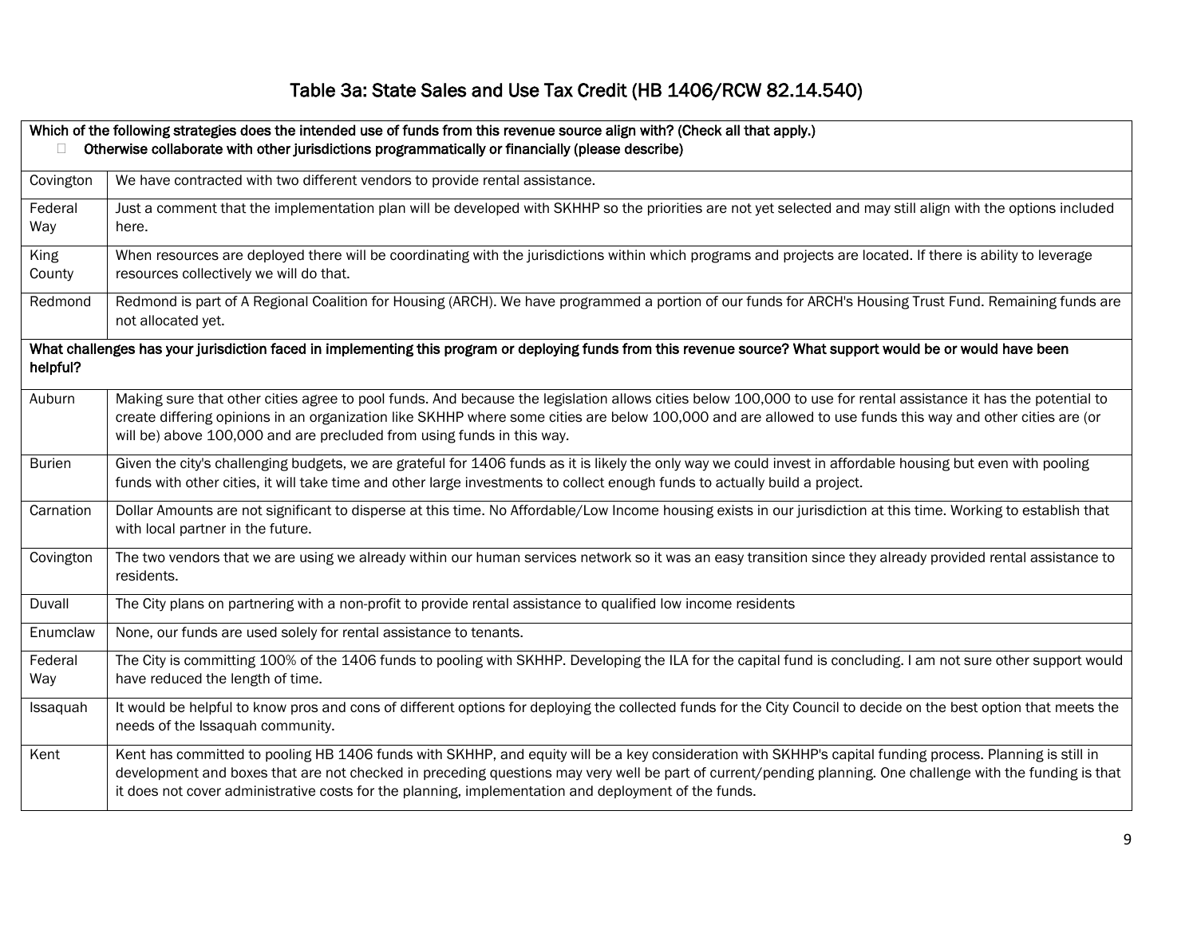# Table 3a: State Sales and Use Tax Credit (HB 1406/RCW 82.14.540)

| Which of the following strategies does the intended use of funds from this revenue source align with? (Check all that apply.) ☐ Otherwise collaborate with other jurisdictions programmatically or financially (please describe) | |
|---|---|
| Covington | We have contracted with two different vendors to provide rental assistance. |
| Federal Way | Just a comment that the implementation plan will be developed with SKHHP so the priorities are not yet selected and may still align with the options included here. |
| King County | When resources are deployed there will be coordinating with the jurisdictions within which programs and projects are located. If there is ability to leverage resources collectively we will do that. |
| Redmond | Redmond is part of A Regional Coalition for Housing (ARCH). We have programmed a portion of our funds for ARCH's Housing Trust Fund. Remaining funds are not allocated yet. |
| **What challenges has your jurisdiction faced in implementing this program or deploying funds from this revenue source? What support would be or would have been helpful?** | |
| Auburn | Making sure that other cities agree to pool funds. And because the legislation allows cities below 100,000 to use for rental assistance it has the potential to create differing opinions in an organization like SKHHP where some cities are below 100,000 and are allowed to use funds this way and other cities are (or will be) above 100,000 and are precluded from using funds in this way. |
| Burien | Given the city's challenging budgets, we are grateful for 1406 funds as it is likely the only way we could invest in affordable housing but even with pooling funds with other cities, it will take time and other large investments to collect enough funds to actually build a project. |
| Carnation | Dollar Amounts are not significant to disperse at this time. No Affordable/Low Income housing exists in our jurisdiction at this time. Working to establish that with local partner in the future. |
| Covington | The two vendors that we are using we already within our human services network so it was an easy transition since they already provided rental assistance to residents. |
| Duvall | The City plans on partnering with a non-profit to provide rental assistance to qualified low income residents |
| Enumclaw | None, our funds are used solely for rental assistance to tenants. |
| Federal Way | The City is committing 100% of the 1406 funds to pooling with SKHHP. Developing the ILA for the capital fund is concluding. I am not sure other support would have reduced the length of time. |
| Issaquah | It would be helpful to know pros and cons of different options for deploying the collected funds for the City Council to decide on the best option that meets the needs of the Issaquah community. |
| Kent | Kent has committed to pooling HB 1406 funds with SKHHP, and equity will be a key consideration with SKHHP's capital funding process. Planning is still in development and boxes that are not checked in preceding questions may very well be part of current/pending planning. One challenge with the funding is that it does not cover administrative costs for the planning, implementation and deployment of the funds. |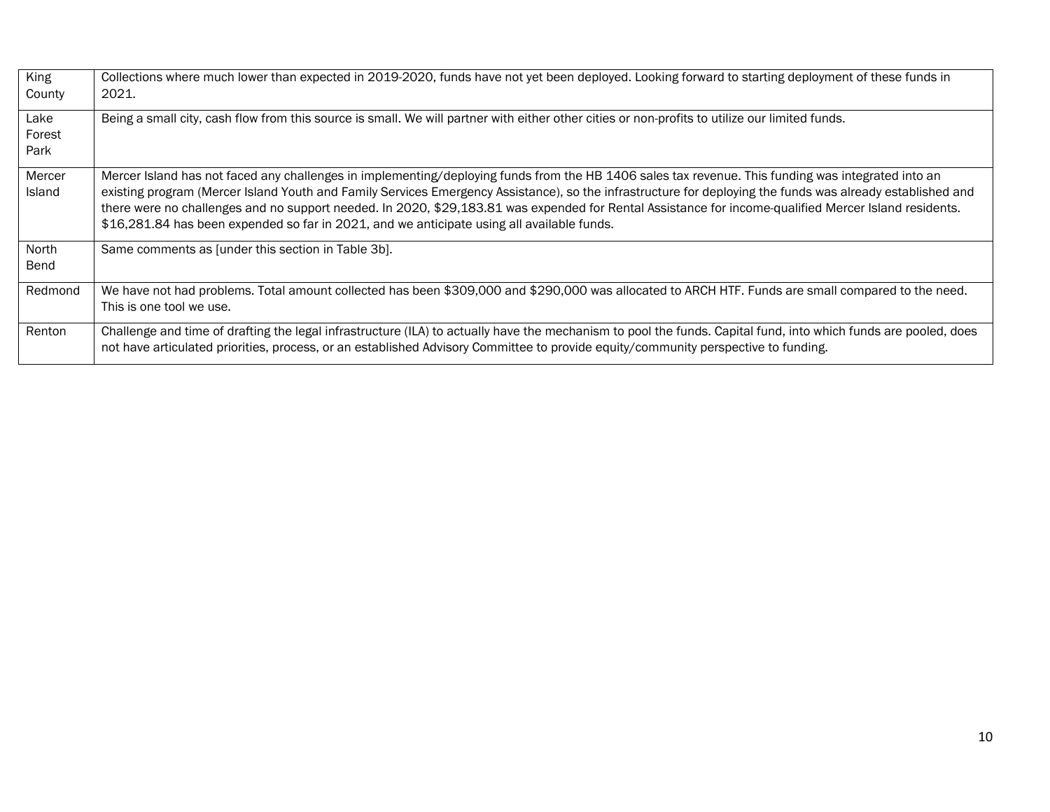| | |
|---|---|
| King County | Collections where much lower than expected in 2019-2020, funds have not yet been deployed. Looking forward to starting deployment of these funds in 2021. |
| Lake Forest Park | Being a small city, cash flow from this source is small. We will partner with either other cities or non-profits to utilize our limited funds. |
| Mercer Island | Mercer Island has not faced any challenges in implementing/deploying funds from the HB 1406 sales tax revenue. This funding was integrated into an existing program (Mercer Island Youth and Family Services Emergency Assistance), so the infrastructure for deploying the funds was already established and there were no challenges and no support needed. In 2020, $29,183.81 was expended for Rental Assistance for income-qualified Mercer Island residents. $16,281.84 has been expended so far in 2021, and we anticipate using all available funds. |
| North Bend | Same comments as [under this section in Table 3b]. |
| Redmond | We have not had problems. Total amount collected has been $309,000 and $290,000 was allocated to ARCH HTF. Funds are small compared to the need. This is one tool we use. |
| Renton | Challenge and time of drafting the legal infrastructure (ILA) to actually have the mechanism to pool the funds. Capital fund, into which funds are pooled, does not have articulated priorities, process, or an established Advisory Committee to provide equity/community perspective to funding. |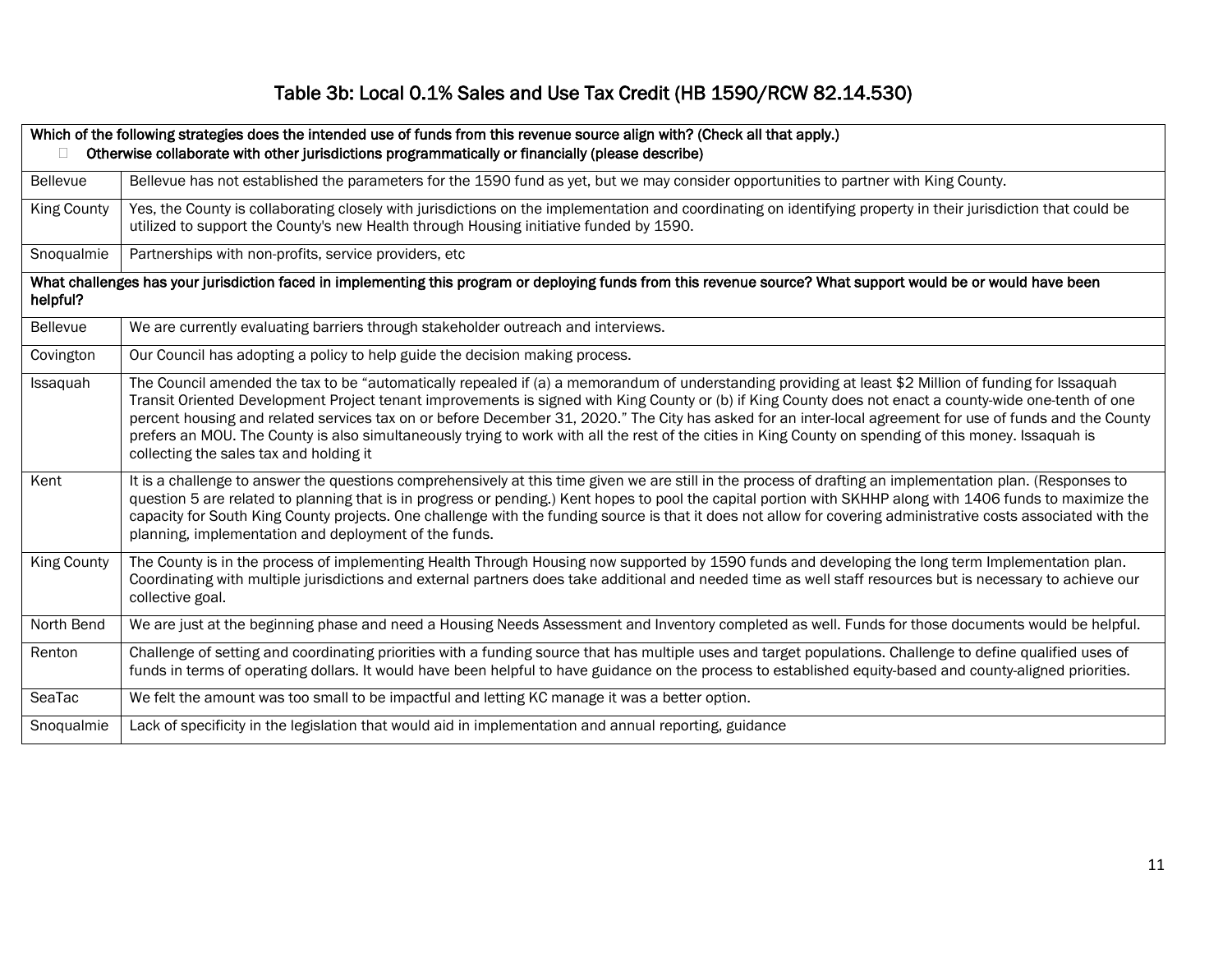## Table 3b: Local 0.1% Sales and Use Tax Credit (HB 1590/RCW 82.14.530)

| Which of the following strategies does the intended use of funds from this revenue source align with? (Check all that apply.) ☐ Otherwise collaborate with other jurisdictions programmatically or financially (please describe) | |
|---|---|
| Bellevue | Bellevue has not established the parameters for the 1590 fund as yet, but we may consider opportunities to partner with King County. |
| King County | Yes, the County is collaborating closely with jurisdictions on the implementation and coordinating on identifying property in their jurisdiction that could be utilized to support the County's new Health through Housing initiative funded by 1590. |
| Snoqualmie | Partnerships with non-profits, service providers, etc |
| **What challenges has your jurisdiction faced in implementing this program or deploying funds from this revenue source? What support would be or would have been helpful?** | |
| Bellevue | We are currently evaluating barriers through stakeholder outreach and interviews. |
| Covington | Our Council has adopting a policy to help guide the decision making process. |
| Issaquah | The Council amended the tax to be "automatically repealed if (a) a memorandum of understanding providing at least $2 Million of funding for Issaquah Transit Oriented Development Project tenant improvements is signed with King County or (b) if King County does not enact a county-wide one-tenth of one percent housing and related services tax on or before December 31, 2020." The City has asked for an inter-local agreement for use of funds and the County prefers an MOU. The County is also simultaneously trying to work with all the rest of the cities in King County on spending of this money. Issaquah is collecting the sales tax and holding it |
| Kent | It is a challenge to answer the questions comprehensively at this time given we are still in the process of drafting an implementation plan. (Responses to question 5 are related to planning that is in progress or pending.) Kent hopes to pool the capital portion with SKHHP along with 1406 funds to maximize the capacity for South King County projects. One challenge with the funding source is that it does not allow for covering administrative costs associated with the planning, implementation and deployment of the funds. |
| King County | The County is in the process of implementing Health Through Housing now supported by 1590 funds and developing the long term Implementation plan. Coordinating with multiple jurisdictions and external partners does take additional and needed time as well staff resources but is necessary to achieve our collective goal. |
| North Bend | We are just at the beginning phase and need a Housing Needs Assessment and Inventory completed as well. Funds for those documents would be helpful. |
| Renton | Challenge of setting and coordinating priorities with a funding source that has multiple uses and target populations. Challenge to define qualified uses of funds in terms of operating dollars. It would have been helpful to have guidance on the process to established equity-based and county-aligned priorities. |
| SeaTac | We felt the amount was too small to be impactful and letting KC manage it was a better option. |
| Snoqualmie | Lack of specificity in the legislation that would aid in implementation and annual reporting, guidance |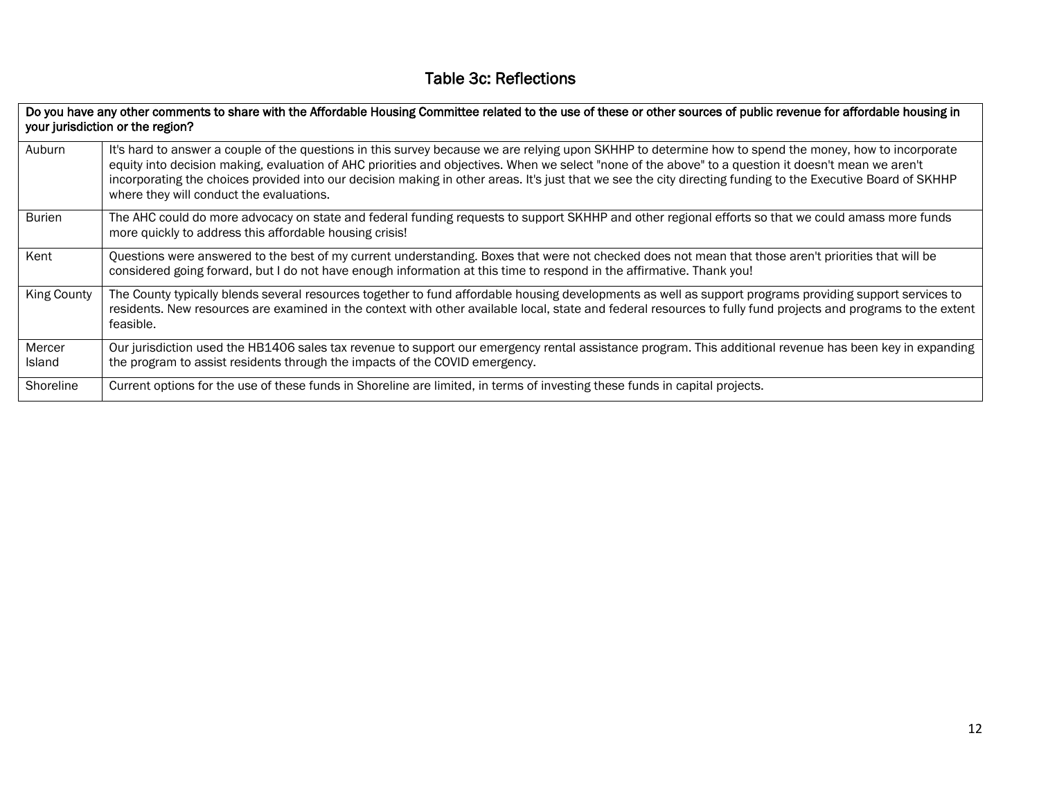## Table 3c: Reflections

| Do you have any other comments to share with the Affordable Housing Committee related to the use of these or other sources of public revenue for affordable housing in your jurisdiction or the region? | |
|---|---|
| Auburn | It's hard to answer a couple of the questions in this survey because we are relying upon SKHHP to determine how to spend the money, how to incorporate equity into decision making, evaluation of AHC priorities and objectives. When we select "none of the above" to a question it doesn't mean we aren't incorporating the choices provided into our decision making in other areas. It's just that we see the city directing funding to the Executive Board of SKHHP where they will conduct the evaluations. |
| Burien | The AHC could do more advocacy on state and federal funding requests to support SKHHP and other regional efforts so that we could amass more funds more quickly to address this affordable housing crisis! |
| Kent | Questions were answered to the best of my current understanding. Boxes that were not checked does not mean that those aren't priorities that will be considered going forward, but I do not have enough information at this time to respond in the affirmative. Thank you! |
| King County | The County typically blends several resources together to fund affordable housing developments as well as support programs providing support services to residents. New resources are examined in the context with other available local, state and federal resources to fully fund projects and programs to the extent feasible. |
| Mercer Island | Our jurisdiction used the HB1406 sales tax revenue to support our emergency rental assistance program. This additional revenue has been key in expanding the program to assist residents through the impacts of the COVID emergency. |
| Shoreline | Current options for the use of these funds in Shoreline are limited, in terms of investing these funds in capital projects. |